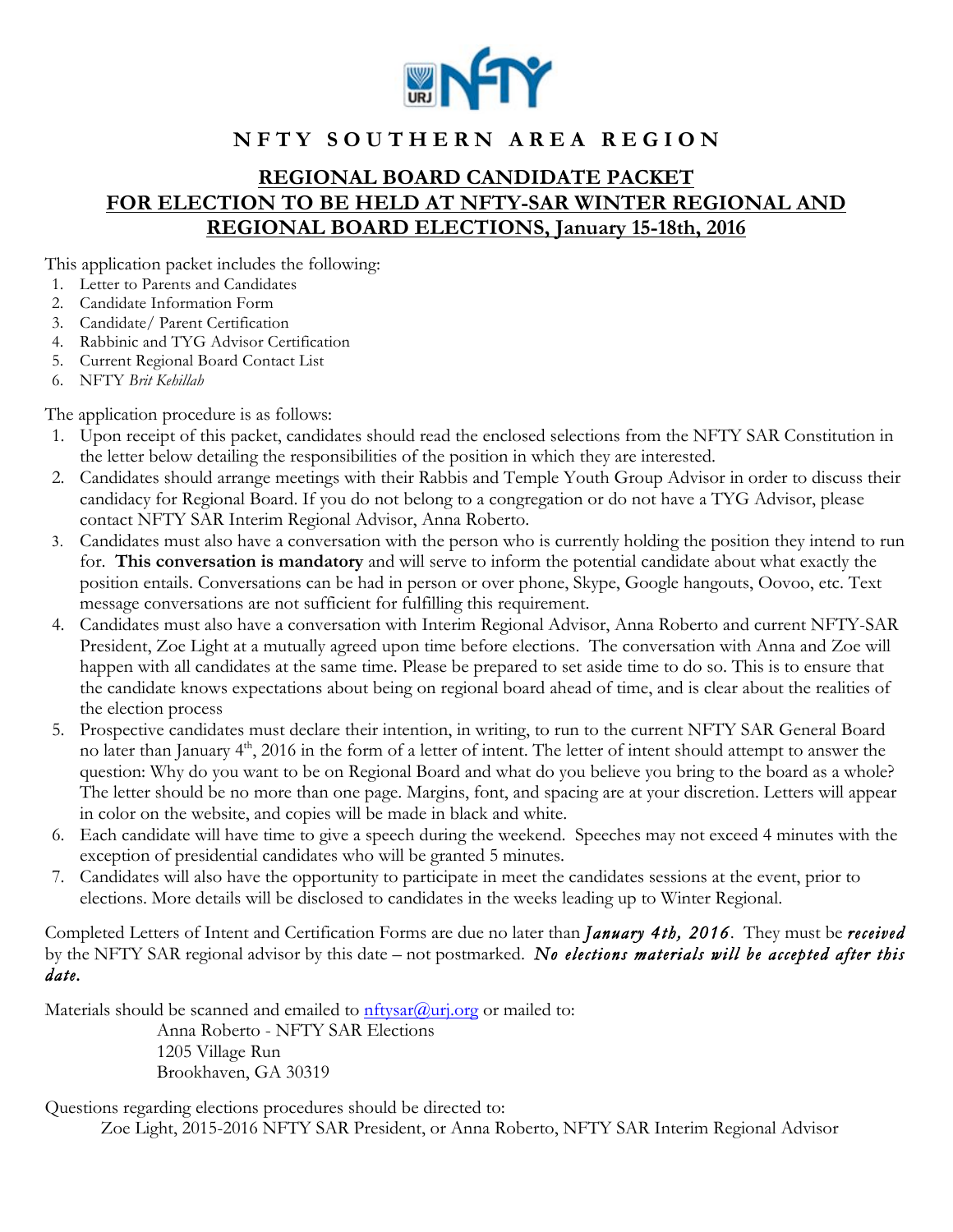# NFTY SOUTHERN AREA REGION

## REGIONAL BOARD CANDIDATE PACKET
## FOR ELECTION TO BE HELD AT NFTY-SAR WINTER REGIONAL AND REGIONAL BOARD ELECTIONS, January 15-18th, 2016

This application packet includes the following:

1. Letter to Parents and Candidates
2. Candidate Information Form
3. Candidate/ Parent Certification
4. Rabbinic and TYG Advisor Certification
5. Current Regional Board Contact List
6. NFTY *Brit Kehillah*

The application procedure is as follows:

1. Upon receipt of this packet, candidates should read the enclosed selections from the NFTY SAR Constitution in the letter below detailing the responsibilities of the position in which they are interested.
2. Candidates should arrange meetings with their Rabbis and Temple Youth Group Advisor in order to discuss their candidacy for Regional Board. If you do not belong to a congregation or do not have a TYG Advisor, please contact NFTY SAR Interim Regional Advisor, Anna Roberto.
3. Candidates must also have a conversation with the person who is currently holding the position they intend to run for. **This conversation is mandatory** and will serve to inform the potential candidate about what exactly the position entails. Conversations can be had in person or over phone, Skype, Google hangouts, Oovoo, etc. Text message conversations are not sufficient for fulfilling this requirement.
4. Candidates must also have a conversation with Interim Regional Advisor, Anna Roberto and current NFTY-SAR President, Zoe Light at a mutually agreed upon time before elections. The conversation with Anna and Zoe will happen with all candidates at the same time. Please be prepared to set aside time to do so. This is to ensure that the candidate knows expectations about being on regional board ahead of time, and is clear about the realities of the election process
5. Prospective candidates must declare their intention, in writing, to run to the current NFTY SAR General Board no later than January 4th, 2016 in the form of a letter of intent. The letter of intent should attempt to answer the question: Why do you want to be on Regional Board and what do you believe you bring to the board as a whole? The letter should be no more than one page. Margins, font, and spacing are at your discretion. Letters will appear in color on the website, and copies will be made in black and white.
6. Each candidate will have time to give a speech during the weekend. Speeches may not exceed 4 minutes with the exception of presidential candidates who will be granted 5 minutes.
7. Candidates will also have the opportunity to participate in meet the candidates sessions at the event, prior to elections. More details will be disclosed to candidates in the weeks leading up to Winter Regional.

Completed Letters of Intent and Certification Forms are due no later than ***January 4th, 2016***. They must be ***received*** by the NFTY SAR regional advisor by this date – not postmarked. ***No elections materials will be accepted after this date.***

Materials should be scanned and emailed to nftysar@urj.org or mailed to:

Anna Roberto - NFTY SAR Elections
1205 Village Run
Brookhaven, GA 30319

Questions regarding elections procedures should be directed to:

Zoe Light, 2015-2016 NFTY SAR President, or Anna Roberto, NFTY SAR Interim Regional Advisor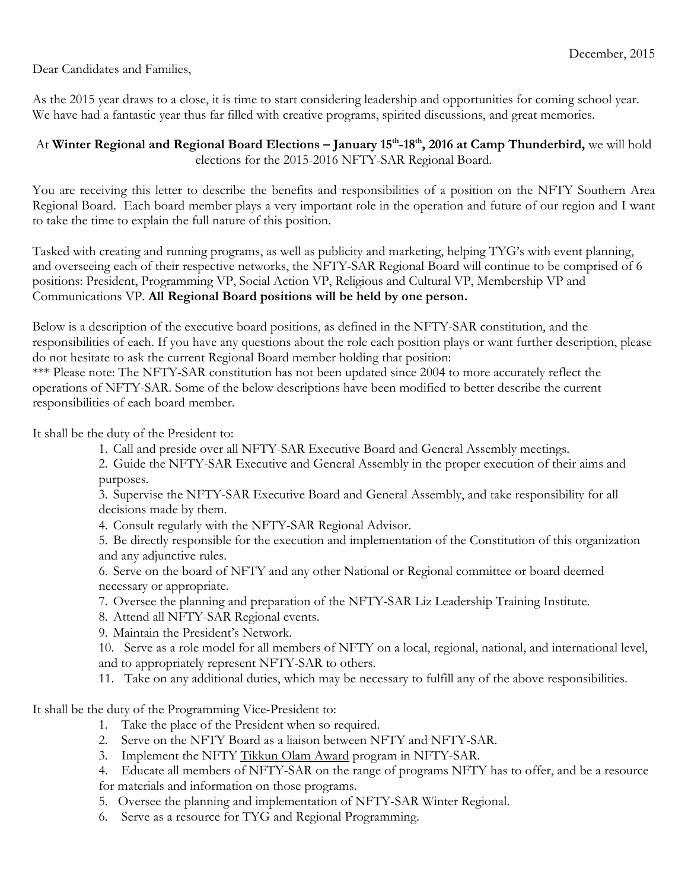December, 2015

Dear Candidates and Families,

As the 2015 year draws to a close, it is time to start considering leadership and opportunities for coming school year. We have had a fantastic year thus far filled with creative programs, spirited discussions, and great memories.

At **Winter Regional and Regional Board Elections – January 15th-18th, 2016 at Camp Thunderbird,** we will hold elections for the 2015-2016 NFTY-SAR Regional Board.

You are receiving this letter to describe the benefits and responsibilities of a position on the NFTY Southern Area Regional Board. Each board member plays a very important role in the operation and future of our region and I want to take the time to explain the full nature of this position.

Tasked with creating and running programs, as well as publicity and marketing, helping TYG's with event planning, and overseeing each of their respective networks, the NFTY-SAR Regional Board will continue to be comprised of 6 positions: President, Programming VP, Social Action VP, Religious and Cultural VP, Membership VP and Communications VP. **All Regional Board positions will be held by one person.**

Below is a description of the executive board positions, as defined in the NFTY-SAR constitution, and the responsibilities of each. If you have any questions about the role each position plays or want further description, please do not hesitate to ask the current Regional Board member holding that position:
*** Please note: The NFTY-SAR constitution has not been updated since 2004 to more accurately reflect the operations of NFTY-SAR. Some of the below descriptions have been modified to better describe the current responsibilities of each board member.

It shall be the duty of the President to:

1. Call and preside over all NFTY-SAR Executive Board and General Assembly meetings.
2. Guide the NFTY-SAR Executive and General Assembly in the proper execution of their aims and purposes.
3. Supervise the NFTY-SAR Executive Board and General Assembly, and take responsibility for all decisions made by them.
4. Consult regularly with the NFTY-SAR Regional Advisor.
5. Be directly responsible for the execution and implementation of the Constitution of this organization and any adjunctive rules.
6. Serve on the board of NFTY and any other National or Regional committee or board deemed necessary or appropriate.
7. Oversee the planning and preparation of the NFTY-SAR Liz Leadership Training Institute.
8. Attend all NFTY-SAR Regional events.
9. Maintain the President's Network.
10. Serve as a role model for all members of NFTY on a local, regional, national, and international level, and to appropriately represent NFTY-SAR to others.
11. Take on any additional duties, which may be necessary to fulfill any of the above responsibilities.

It shall be the duty of the Programming Vice-President to:

1. Take the place of the President when so required.
2. Serve on the NFTY Board as a liaison between NFTY and NFTY-SAR.
3. Implement the NFTY Tikkun Olam Award program in NFTY-SAR.
4. Educate all members of NFTY-SAR on the range of programs NFTY has to offer, and be a resource for materials and information on those programs.
5. Oversee the planning and implementation of NFTY-SAR Winter Regional.
6. Serve as a resource for TYG and Regional Programming.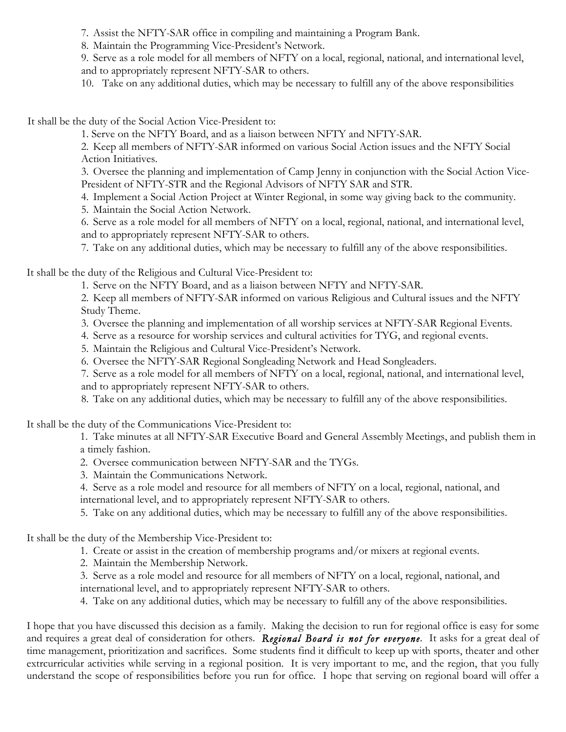7. Assist the NFTY-SAR office in compiling and maintaining a Program Bank.
8. Maintain the Programming Vice-President's Network.
9. Serve as a role model for all members of NFTY on a local, regional, national, and international level, and to appropriately represent NFTY-SAR to others.
10. Take on any additional duties, which may be necessary to fulfill any of the above responsibilities

It shall be the duty of the Social Action Vice-President to:

1. Serve on the NFTY Board, and as a liaison between NFTY and NFTY-SAR.
2. Keep all members of NFTY-SAR informed on various Social Action issues and the NFTY Social Action Initiatives.
3. Oversee the planning and implementation of Camp Jenny in conjunction with the Social Action Vice-President of NFTY-STR and the Regional Advisors of NFTY SAR and STR.
4. Implement a Social Action Project at Winter Regional, in some way giving back to the community.
5. Maintain the Social Action Network.
6. Serve as a role model for all members of NFTY on a local, regional, national, and international level, and to appropriately represent NFTY-SAR to others.
7. Take on any additional duties, which may be necessary to fulfill any of the above responsibilities.

It shall be the duty of the Religious and Cultural Vice-President to:

1. Serve on the NFTY Board, and as a liaison between NFTY and NFTY-SAR.
2. Keep all members of NFTY-SAR informed on various Religious and Cultural issues and the NFTY Study Theme.
3. Oversee the planning and implementation of all worship services at NFTY-SAR Regional Events.
4. Serve as a resource for worship services and cultural activities for TYG, and regional events.
5. Maintain the Religious and Cultural Vice-President's Network.
6. Oversee the NFTY-SAR Regional Songleading Network and Head Songleaders.
7. Serve as a role model for all members of NFTY on a local, regional, national, and international level, and to appropriately represent NFTY-SAR to others.
8. Take on any additional duties, which may be necessary to fulfill any of the above responsibilities.

It shall be the duty of the Communications Vice-President to:

1. Take minutes at all NFTY-SAR Executive Board and General Assembly Meetings, and publish them in a timely fashion.
2. Oversee communication between NFTY-SAR and the TYGs.
3. Maintain the Communications Network.
4. Serve as a role model and resource for all members of NFTY on a local, regional, national, and international level, and to appropriately represent NFTY-SAR to others.
5. Take on any additional duties, which may be necessary to fulfill any of the above responsibilities.

It shall be the duty of the Membership Vice-President to:

1. Create or assist in the creation of membership programs and/or mixers at regional events.
2. Maintain the Membership Network.
3. Serve as a role model and resource for all members of NFTY on a local, regional, national, and international level, and to appropriately represent NFTY-SAR to others.
4. Take on any additional duties, which may be necessary to fulfill any of the above responsibilities.

I hope that you have discussed this decision as a family. Making the decision to run for regional office is easy for some and requires a great deal of consideration for others. ***Regional Board is not for everyone***. It asks for a great deal of time management, prioritization and sacrifices. Some students find it difficult to keep up with sports, theater and other extrcurricular activities while serving in a regional position. It is very important to me, and the region, that you fully understand the scope of responsibilities before you run for office. I hope that serving on regional board will offer a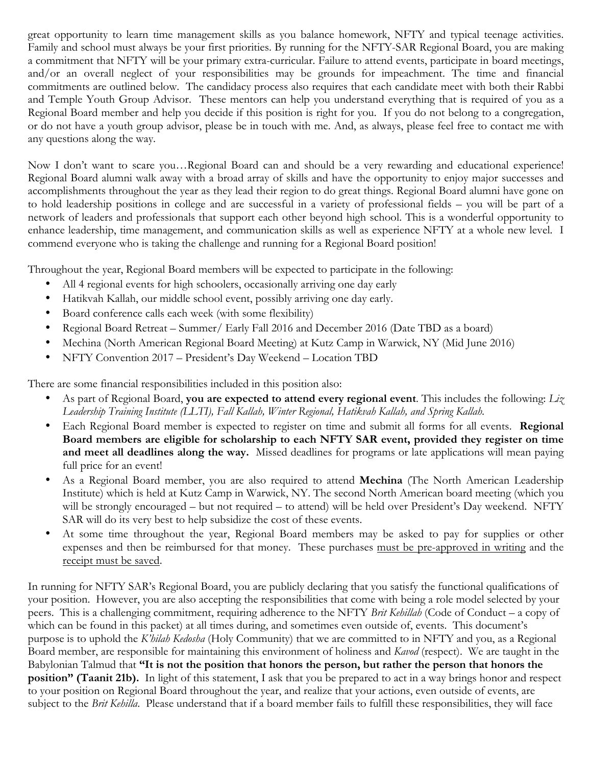great opportunity to learn time management skills as you balance homework, NFTY and typical teenage activities. Family and school must always be your first priorities. By running for the NFTY-SAR Regional Board, you are making a commitment that NFTY will be your primary extra-curricular. Failure to attend events, participate in board meetings, and/or an overall neglect of your responsibilities may be grounds for impeachment. The time and financial commitments are outlined below. The candidacy process also requires that each candidate meet with both their Rabbi and Temple Youth Group Advisor. These mentors can help you understand everything that is required of you as a Regional Board member and help you decide if this position is right for you. If you do not belong to a congregation, or do not have a youth group advisor, please be in touch with me. And, as always, please feel free to contact me with any questions along the way.

Now I don't want to scare you…Regional Board can and should be a very rewarding and educational experience! Regional Board alumni walk away with a broad array of skills and have the opportunity to enjoy major successes and accomplishments throughout the year as they lead their region to do great things. Regional Board alumni have gone on to hold leadership positions in college and are successful in a variety of professional fields – you will be part of a network of leaders and professionals that support each other beyond high school. This is a wonderful opportunity to enhance leadership, time management, and communication skills as well as experience NFTY at a whole new level. I commend everyone who is taking the challenge and running for a Regional Board position!

Throughout the year, Regional Board members will be expected to participate in the following:

- All 4 regional events for high schoolers, occasionally arriving one day early
- Hatikvah Kallah, our middle school event, possibly arriving one day early.
- Board conference calls each week (with some flexibility)
- Regional Board Retreat – Summer/ Early Fall 2016 and December 2016 (Date TBD as a board)
- Mechina (North American Regional Board Meeting) at Kutz Camp in Warwick, NY (Mid June 2016)
- NFTY Convention 2017 – President's Day Weekend – Location TBD

There are some financial responsibilities included in this position also:

- As part of Regional Board, **you are expected to attend every regional event**. This includes the following: *Liz Leadership Training Institute (LLTI), Fall Kallah, Winter Regional, Hatikvah Kallah, and Spring Kallah.*
- Each Regional Board member is expected to register on time and submit all forms for all events. **Regional Board members are eligible for scholarship to each NFTY SAR event, provided they register on time and meet all deadlines along the way.** Missed deadlines for programs or late applications will mean paying full price for an event!
- As a Regional Board member, you are also required to attend **Mechina** (The North American Leadership Institute) which is held at Kutz Camp in Warwick, NY. The second North American board meeting (which you will be strongly encouraged – but not required – to attend) will be held over President's Day weekend. NFTY SAR will do its very best to help subsidize the cost of these events.
- At some time throughout the year, Regional Board members may be asked to pay for supplies or other expenses and then be reimbursed for that money. These purchases <u>must be pre-approved in writing</u> and the <u>receipt must be saved</u>.

In running for NFTY SAR's Regional Board, you are publicly declaring that you satisfy the functional qualifications of your position. However, you are also accepting the responsibilities that come with being a role model selected by your peers. This is a challenging commitment, requiring adherence to the NFTY *Brit Kehillah* (Code of Conduct – a copy of which can be found in this packet) at all times during, and sometimes even outside of, events. This document's purpose is to uphold the *K'hilah Kedosha* (Holy Community) that we are committed to in NFTY and you, as a Regional Board member, are responsible for maintaining this environment of holiness and *Kavod* (respect). We are taught in the Babylonian Talmud that **"It is not the position that honors the person, but rather the person that honors the position" (Taanit 21b).** In light of this statement, I ask that you be prepared to act in a way brings honor and respect to your position on Regional Board throughout the year, and realize that your actions, even outside of events, are subject to the *Brit Kehilla*. Please understand that if a board member fails to fulfill these responsibilities, they will face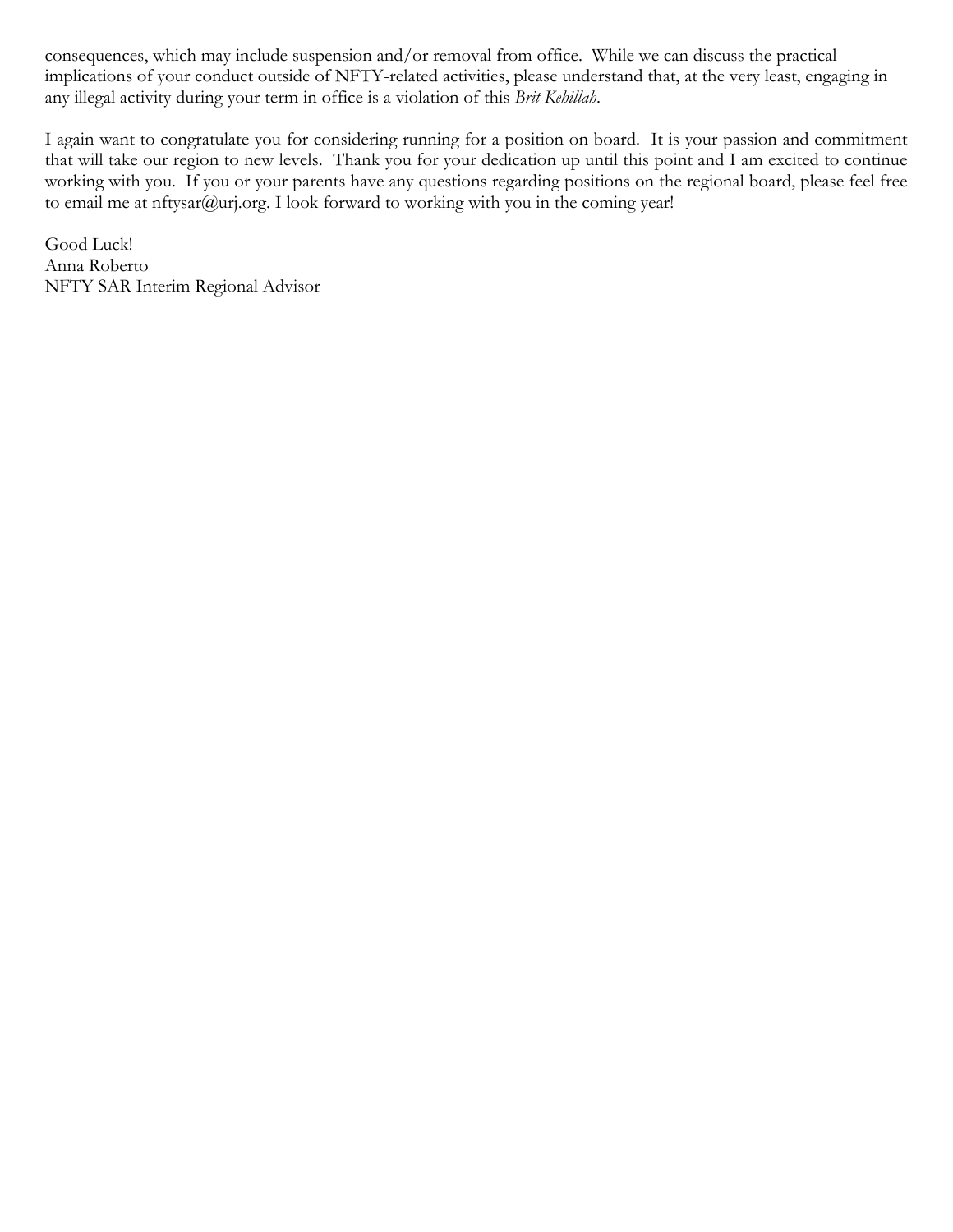consequences, which may include suspension and/or removal from office. While we can discuss the practical implications of your conduct outside of NFTY-related activities, please understand that, at the very least, engaging in any illegal activity during your term in office is a violation of this *Brit Kehillah*.

I again want to congratulate you for considering running for a position on board. It is your passion and commitment that will take our region to new levels. Thank you for your dedication up until this point and I am excited to continue working with you. If you or your parents have any questions regarding positions on the regional board, please feel free to email me at nftysar@urj.org. I look forward to working with you in the coming year!

Good Luck!
Anna Roberto
NFTY SAR Interim Regional Advisor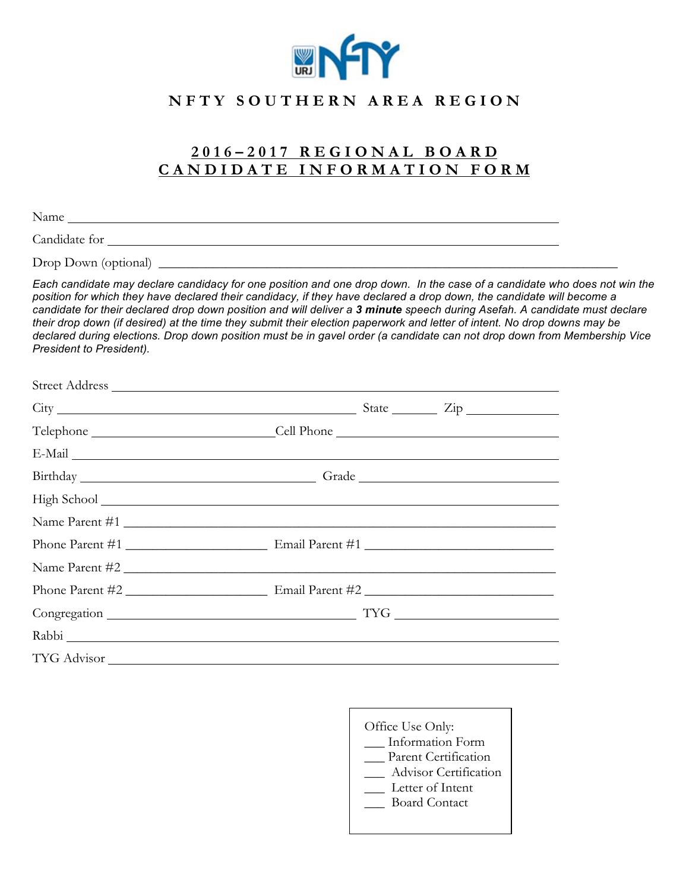# NFTY SOUTHERN AREA REGION

## 2016–2017 REGIONAL BOARD CANDIDATE INFORMATION FORM

Name ___________________________________________________________________

Candidate for ______________________________________________________________

Drop Down (optional) ________________________________________________________

*Each candidate may declare candidacy for one position and one drop down. In the case of a candidate who does not win the position for which they have declared their candidacy, if they have declared a drop down, the candidate will become a candidate for their declared drop down position and will deliver a **3 minute** speech during Asefah. A candidate must declare their drop down (if desired) at the time they submit their election paperwork and letter of intent. No drop downs may be declared during elections. Drop down position must be in gavel order (a candidate can not drop down from Membership Vice President to President).*

Street Address ______________________________________________________________

City ______________________________________ State ______ Zip ___________

Telephone _________________________ Cell Phone ______________________________

E-Mail ____________________________________________________________________

Birthday ___________________________________ Grade ___________________________

High School _________________________________________________________________

Name Parent #1 ______________________________________________________________

Phone Parent #1 ____________________ Email Parent #1 __________________________

Name Parent #2 ______________________________________________________________

Phone Parent #2 ____________________ Email Parent #2 __________________________

Congregation ____________________________________ TYG _______________________

Rabbi _____________________________________________________________________

TYG Advisor ________________________________________________________________

Office Use Only:
___ Information Form
___ Parent Certification
___ Advisor Certification
___ Letter of Intent
___ Board Contact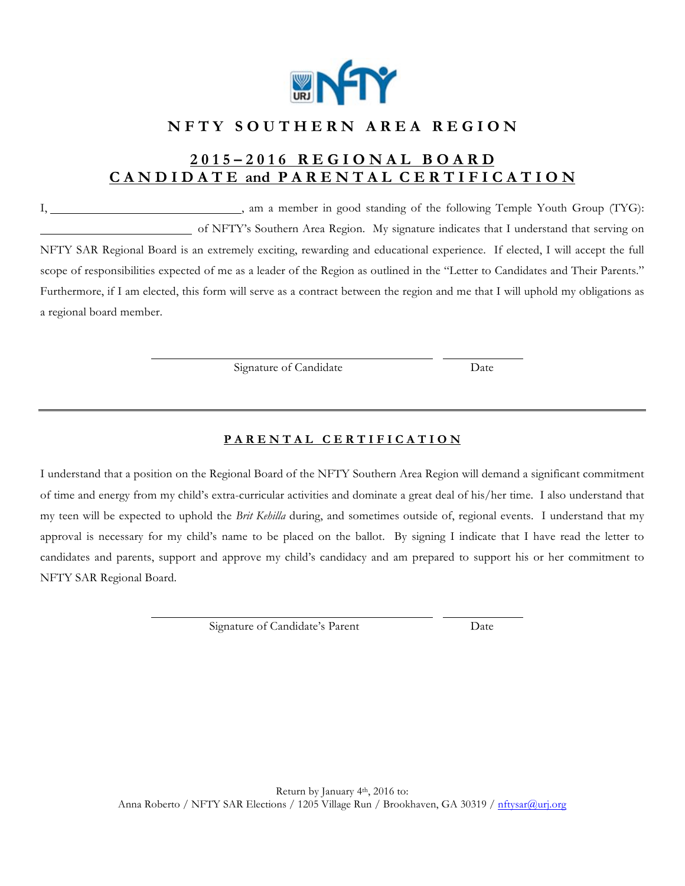## NFTY SOUTHERN AREA REGION

## 2015–2016 REGIONAL BOARD
## CANDIDATE and PARENTAL CERTIFICATION

I, ______________________________, am a member in good standing of the following Temple Youth Group (TYG): ________________________ of NFTY's Southern Area Region. My signature indicates that I understand that serving on NFTY SAR Regional Board is an extremely exciting, rewarding and educational experience. If elected, I will accept the full scope of responsibilities expected of me as a leader of the Region as outlined in the "Letter to Candidates and Their Parents." Furthermore, if I am elected, this form will serve as a contract between the region and me that I will uphold my obligations as a regional board member.

_____________________________________________ ____________
Signature of Candidate                                                    Date

---

### PARENTAL CERTIFICATION

I understand that a position on the Regional Board of the NFTY Southern Area Region will demand a significant commitment of time and energy from my child's extra-curricular activities and dominate a great deal of his/her time. I also understand that my teen will be expected to uphold the *Brit Kehilla* during, and sometimes outside of, regional events. I understand that my approval is necessary for my child's name to be placed on the ballot. By signing I indicate that I have read the letter to candidates and parents, support and approve my child's candidacy and am prepared to support his or her commitment to NFTY SAR Regional Board.

_____________________________________________ ____________
Signature of Candidate's Parent                                          Date

Return by January 4th, 2016 to:
Anna Roberto / NFTY SAR Elections / 1205 Village Run / Brookhaven, GA 30319 / nftysar@urj.org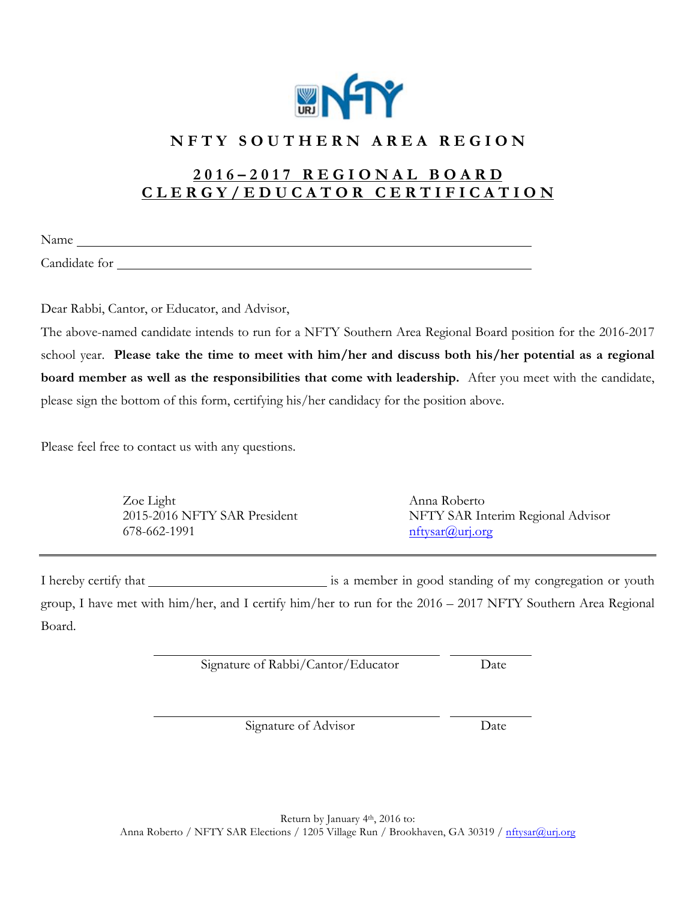# NFTY SOUTHERN AREA REGION

## 2016–2017 REGIONAL BOARD CLERGY/EDUCATOR CERTIFICATION

Name ______________________________________________________________

Candidate for ________________________________________________________

Dear Rabbi, Cantor, or Educator, and Advisor,

The above-named candidate intends to run for a NFTY Southern Area Regional Board position for the 2016-2017 school year. **Please take the time to meet with him/her and discuss both his/her potential as a regional board member as well as the responsibilities that come with leadership.** After you meet with the candidate, please sign the bottom of this form, certifying his/her candidacy for the position above.

Please feel free to contact us with any questions.

Zoe Light
2015-2016 NFTY SAR President
678-662-1991

Anna Roberto
NFTY SAR Interim Regional Advisor
nftysar@urj.org

---

I hereby certify that ___________________________ is a member in good standing of my congregation or youth group, I have met with him/her, and I certify him/her to run for the 2016 – 2017 NFTY Southern Area Regional Board.

______________________________________ ____________
Signature of Rabbi/Cantor/Educator Date

______________________________________ ____________
Signature of Advisor Date

Return by January 4th, 2016 to:
Anna Roberto / NFTY SAR Elections / 1205 Village Run / Brookhaven, GA 30319 / nftysar@urj.org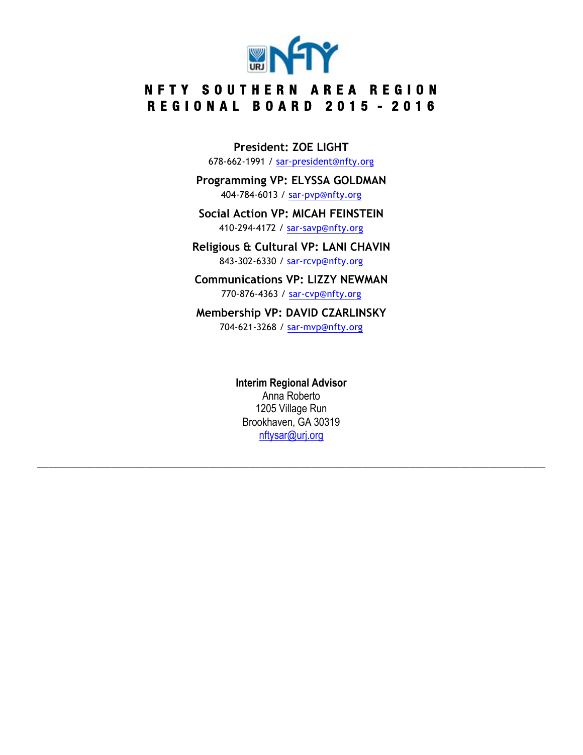# NFTY SOUTHERN AREA REGION
## REGIONAL BOARD 2015 - 2016

**President: ZOE LIGHT**
678-662-1991 / sar-president@nfty.org

**Programming VP: ELYSSA GOLDMAN**
404-784-6013 / sar-pvp@nfty.org

**Social Action VP: MICAH FEINSTEIN**
410-294-4172 / sar-savp@nfty.org

**Religious & Cultural VP: LANI CHAVIN**
843-302-6330 / sar-rcvp@nfty.org

**Communications VP: LIZZY NEWMAN**
770-876-4363 / sar-cvp@nfty.org

**Membership VP: DAVID CZARLINSKY**
704-621-3268 / sar-mvp@nfty.org

**Interim Regional Advisor**
Anna Roberto
1205 Village Run
Brookhaven, GA 30319
nftysar@urj.org

---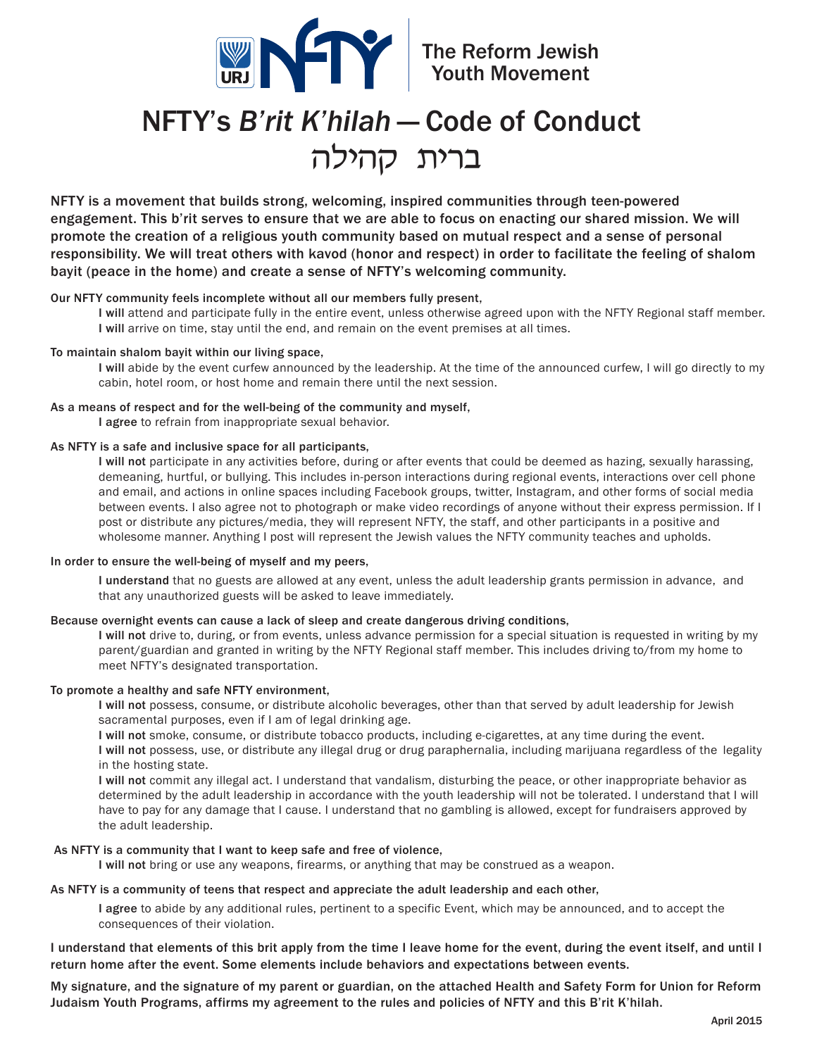The Reform Jewish Youth Movement

# NFTY's *B'rit K'hilah* — Code of Conduct

# ברית קהילה

**NFTY is a movement that builds strong, welcoming, inspired communities through teen-powered engagement. This b'rit serves to ensure that we are able to focus on enacting our shared mission. We will promote the creation of a religious youth community based on mutual respect and a sense of personal responsibility. We will treat others with kavod (honor and respect) in order to facilitate the feeling of shalom bayit (peace in the home) and create a sense of NFTY's welcoming community.**

Our NFTY community feels incomplete without all our members fully present,

> **I will** attend and participate fully in the entire event, unless otherwise agreed upon with the NFTY Regional staff member.
> **I will** arrive on time, stay until the end, and remain on the event premises at all times.

To maintain shalom bayit within our living space,

> **I will** abide by the event curfew announced by the leadership. At the time of the announced curfew, I will go directly to my cabin, hotel room, or host home and remain there until the next session.

As a means of respect and for the well-being of the community and myself,

> **I agree** to refrain from inappropriate sexual behavior.

As NFTY is a safe and inclusive space for all participants,

> **I will not** participate in any activities before, during or after events that could be deemed as hazing, sexually harassing, demeaning, hurtful, or bullying. This includes in-person interactions during regional events, interactions over cell phone and email, and actions in online spaces including Facebook groups, twitter, Instagram, and other forms of social media between events. I also agree not to photograph or make video recordings of anyone without their express permission. If I post or distribute any pictures/media, they will represent NFTY, the staff, and other participants in a positive and wholesome manner. Anything I post will represent the Jewish values the NFTY community teaches and upholds.

In order to ensure the well-being of myself and my peers,

> **I understand** that no guests are allowed at any event, unless the adult leadership grants permission in advance, and that any unauthorized guests will be asked to leave immediately.

Because overnight events can cause a lack of sleep and create dangerous driving conditions,

> **I will not** drive to, during, or from events, unless advance permission for a special situation is requested in writing by my parent/guardian and granted in writing by the NFTY Regional staff member. This includes driving to/from my home to meet NFTY's designated transportation.

To promote a healthy and safe NFTY environment,

> **I will not** possess, consume, or distribute alcoholic beverages, other than that served by adult leadership for Jewish sacramental purposes, even if I am of legal drinking age.
> **I will not** smoke, consume, or distribute tobacco products, including e-cigarettes, at any time during the event.
> **I will not** possess, use, or distribute any illegal drug or drug paraphernalia, including marijuana regardless of the legality in the hosting state.
> **I will not** commit any illegal act. I understand that vandalism, disturbing the peace, or other inappropriate behavior as determined by the adult leadership in accordance with the youth leadership will not be tolerated. I understand that I will have to pay for any damage that I cause. I understand that no gambling is allowed, except for fundraisers approved by the adult leadership.

As NFTY is a community that I want to keep safe and free of violence,

> **I will not** bring or use any weapons, firearms, or anything that may be construed as a weapon.

As NFTY is a community of teens that respect and appreciate the adult leadership and each other,

> **I agree** to abide by any additional rules, pertinent to a specific Event, which may be announced, and to accept the consequences of their violation.

**I understand that elements of this brit apply from the time I leave home for the event, during the event itself, and until I return home after the event. Some elements include behaviors and expectations between events.**

**My signature, and the signature of my parent or guardian, on the attached Health and Safety Form for Union for Reform Judaism Youth Programs, affirms my agreement to the rules and policies of NFTY and this B'rit K'hilah.**

April 2015